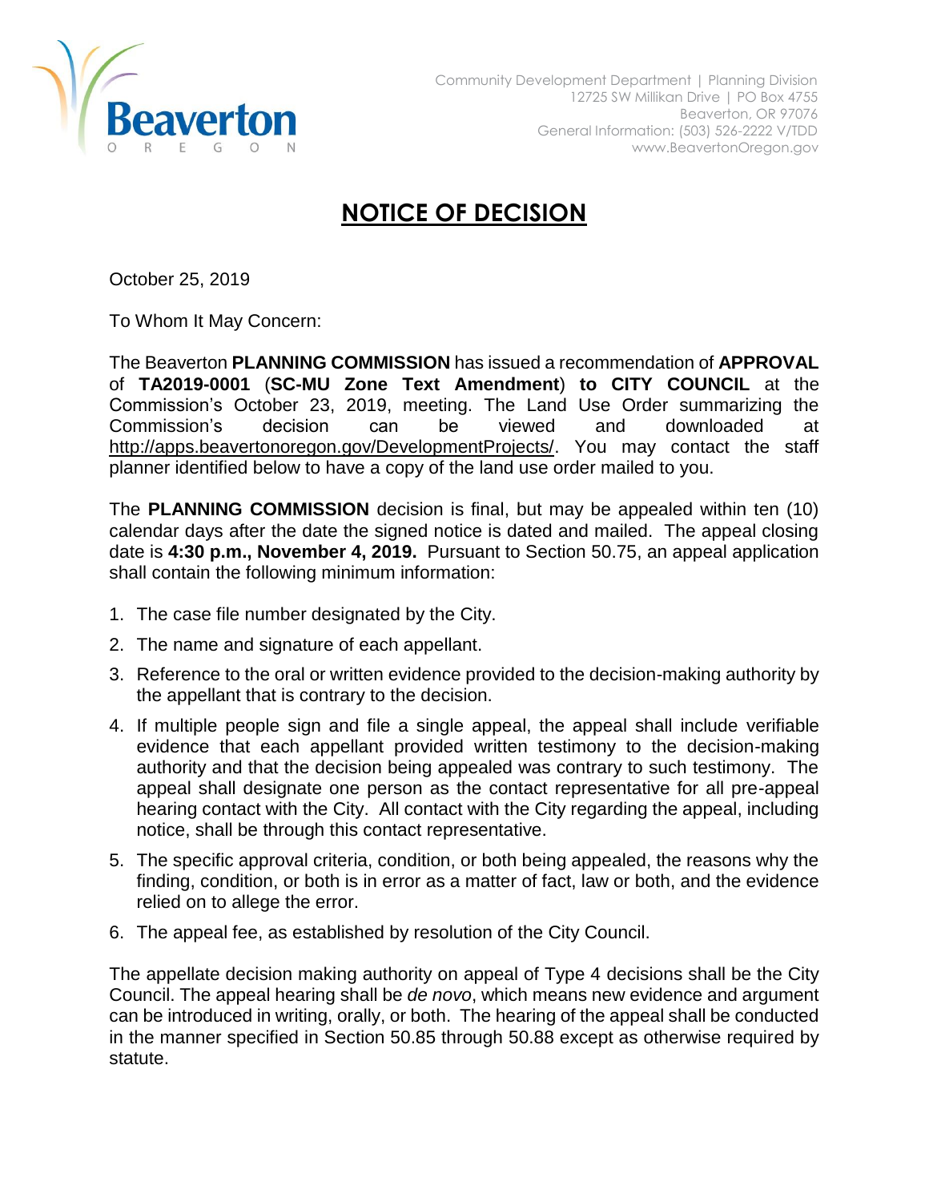Beaverton
OREGON

Community Development Department | Planning Division
12725 SW Millikan Drive | PO Box 4755
Beaverton, OR 97076
General Information: (503) 526-2222 V/TDD
www.BeavertonOregon.gov

# NOTICE OF DECISION

October 25, 2019

To Whom It May Concern:

The Beaverton **PLANNING COMMISSION** has issued a recommendation of **APPROVAL** of **TA2019-0001** (**SC-MU Zone Text Amendment**) **to CITY COUNCIL** at the Commission's October 23, 2019, meeting. The Land Use Order summarizing the Commission's decision can be viewed and downloaded at http://apps.beavertonoregon.gov/DevelopmentProjects/. You may contact the staff planner identified below to have a copy of the land use order mailed to you.

The **PLANNING COMMISSION** decision is final, but may be appealed within ten (10) calendar days after the date the signed notice is dated and mailed. The appeal closing date is **4:30 p.m., November 4, 2019.** Pursuant to Section 50.75, an appeal application shall contain the following minimum information:

1. The case file number designated by the City.
2. The name and signature of each appellant.
3. Reference to the oral or written evidence provided to the decision-making authority by the appellant that is contrary to the decision.
4. If multiple people sign and file a single appeal, the appeal shall include verifiable evidence that each appellant provided written testimony to the decision-making authority and that the decision being appealed was contrary to such testimony. The appeal shall designate one person as the contact representative for all pre-appeal hearing contact with the City. All contact with the City regarding the appeal, including notice, shall be through this contact representative.
5. The specific approval criteria, condition, or both being appealed, the reasons why the finding, condition, or both is in error as a matter of fact, law or both, and the evidence relied on to allege the error.
6. The appeal fee, as established by resolution of the City Council.

The appellate decision making authority on appeal of Type 4 decisions shall be the City Council. The appeal hearing shall be *de novo*, which means new evidence and argument can be introduced in writing, orally, or both. The hearing of the appeal shall be conducted in the manner specified in Section 50.85 through 50.88 except as otherwise required by statute.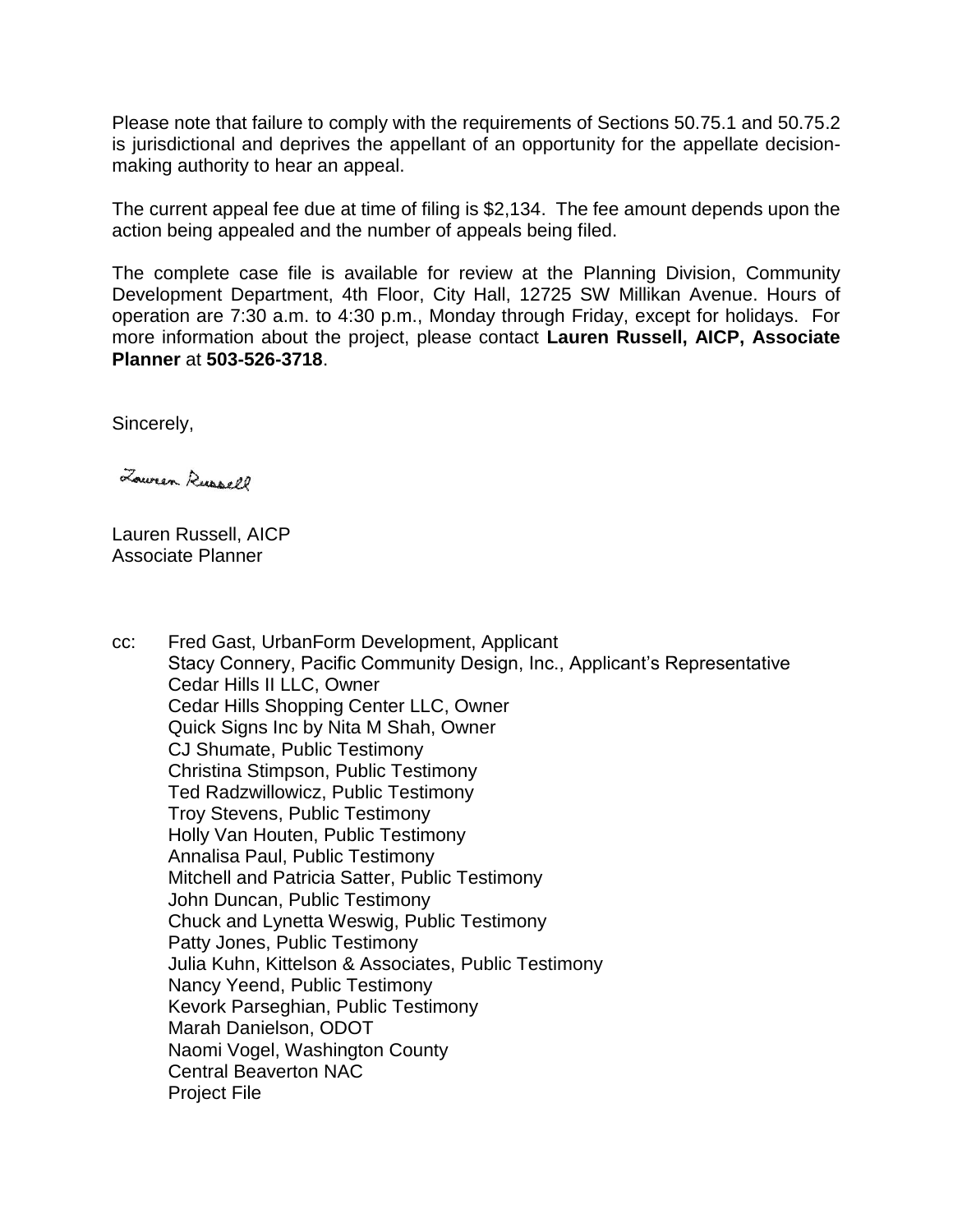Please note that failure to comply with the requirements of Sections 50.75.1 and 50.75.2 is jurisdictional and deprives the appellant of an opportunity for the appellate decision-making authority to hear an appeal.

The current appeal fee due at time of filing is $2,134. The fee amount depends upon the action being appealed and the number of appeals being filed.

The complete case file is available for review at the Planning Division, Community Development Department, 4th Floor, City Hall, 12725 SW Millikan Avenue. Hours of operation are 7:30 a.m. to 4:30 p.m., Monday through Friday, except for holidays. For more information about the project, please contact **Lauren Russell, AICP, Associate Planner** at **503-526-3718**.

Sincerely,

Lauren Russell

Lauren Russell, AICP
Associate Planner

cc: Fred Gast, UrbanForm Development, Applicant
Stacy Connery, Pacific Community Design, Inc., Applicant's Representative
Cedar Hills II LLC, Owner
Cedar Hills Shopping Center LLC, Owner
Quick Signs Inc by Nita M Shah, Owner
CJ Shumate, Public Testimony
Christina Stimpson, Public Testimony
Ted Radzwillowicz, Public Testimony
Troy Stevens, Public Testimony
Holly Van Houten, Public Testimony
Annalisa Paul, Public Testimony
Mitchell and Patricia Satter, Public Testimony
John Duncan, Public Testimony
Chuck and Lynetta Weswig, Public Testimony
Patty Jones, Public Testimony
Julia Kuhn, Kittelson & Associates, Public Testimony
Nancy Yeend, Public Testimony
Kevork Parseghian, Public Testimony
Marah Danielson, ODOT
Naomi Vogel, Washington County
Central Beaverton NAC
Project File